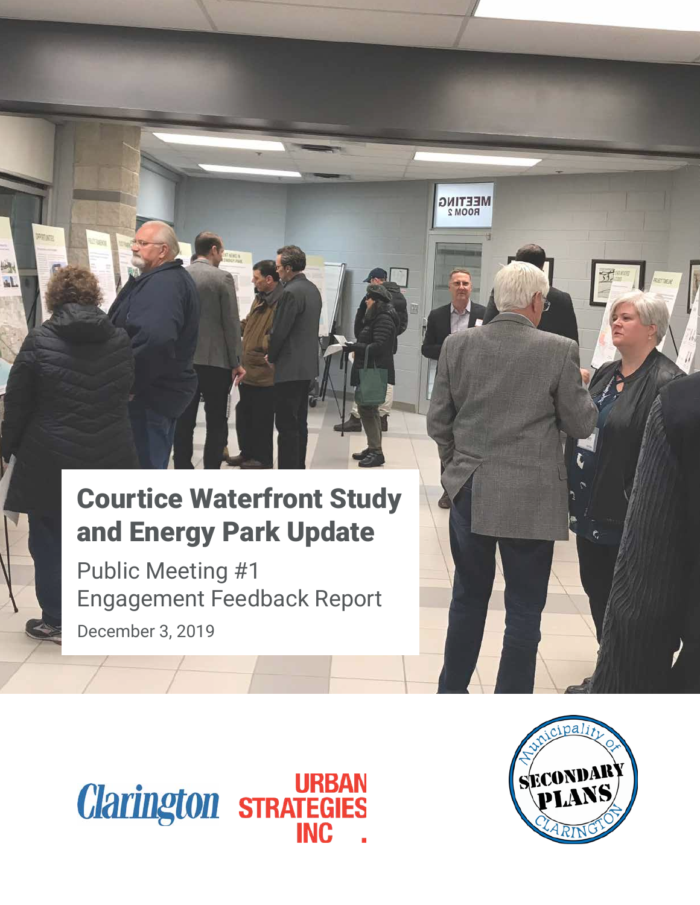# Courtice Waterfront Study and Energy Park Update

Public Meeting #1
Engagement Feedback Report

December 3, 2019

Clarington

URBAN STRATEGIES INC.

Municipality of Clarington
SECONDARY PLANS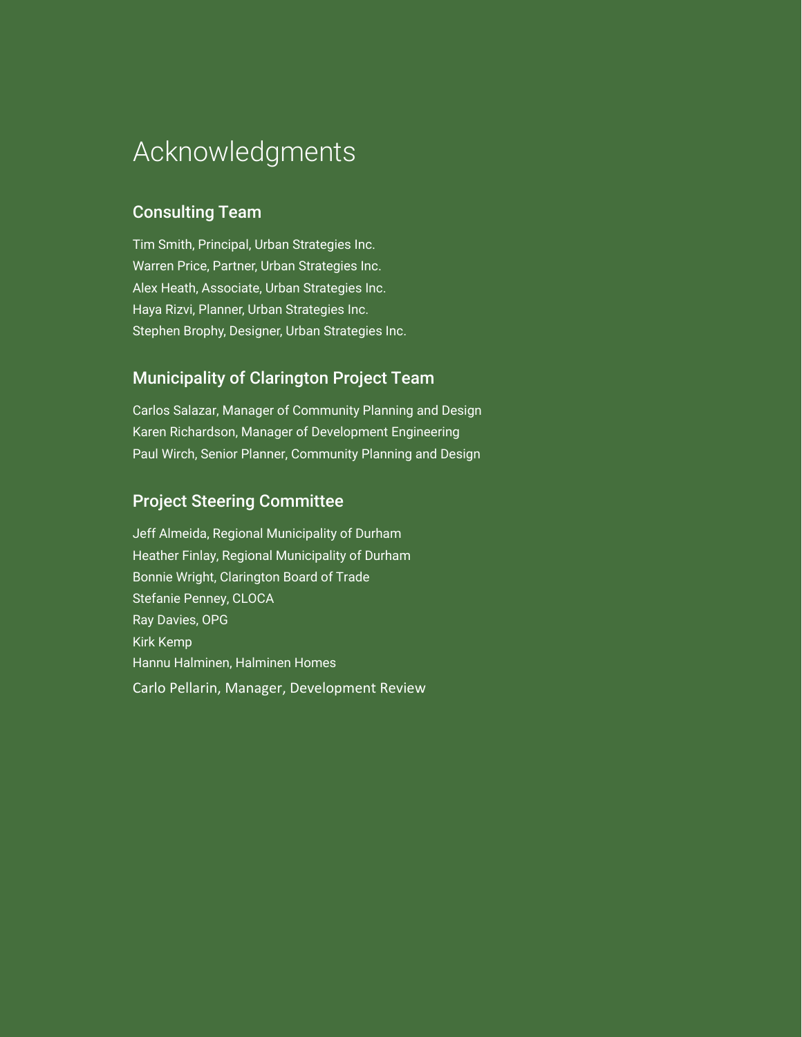# Acknowledgments

## Consulting Team

Tim Smith, Principal, Urban Strategies Inc.
Warren Price, Partner, Urban Strategies Inc.
Alex Heath, Associate, Urban Strategies Inc.
Haya Rizvi, Planner, Urban Strategies Inc.
Stephen Brophy, Designer, Urban Strategies Inc.

## Municipality of Clarington Project Team

Carlos Salazar, Manager of Community Planning and Design
Karen Richardson, Manager of Development Engineering
Paul Wirch, Senior Planner, Community Planning and Design

## Project Steering Committee

Jeff Almeida, Regional Municipality of Durham
Heather Finlay, Regional Municipality of Durham
Bonnie Wright, Clarington Board of Trade
Stefanie Penney, CLOCA
Ray Davies, OPG
Kirk Kemp
Hannu Halminen, Halminen Homes
Carlo Pellarin, Manager, Development Review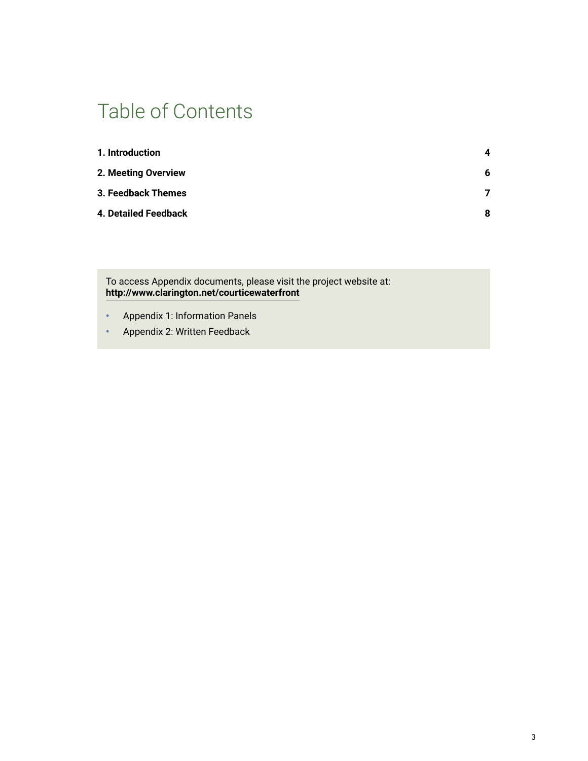# Table of Contents

| | |
|---|---|
| **1. Introduction** | **4** |
| **2. Meeting Overview** | **6** |
| **3. Feedback Themes** | **7** |
| **4. Detailed Feedback** | **8** |

To access Appendix documents, please visit the project website at:
**http://www.clarington.net/courticewaterfront**

- Appendix 1: Information Panels
- Appendix 2: Written Feedback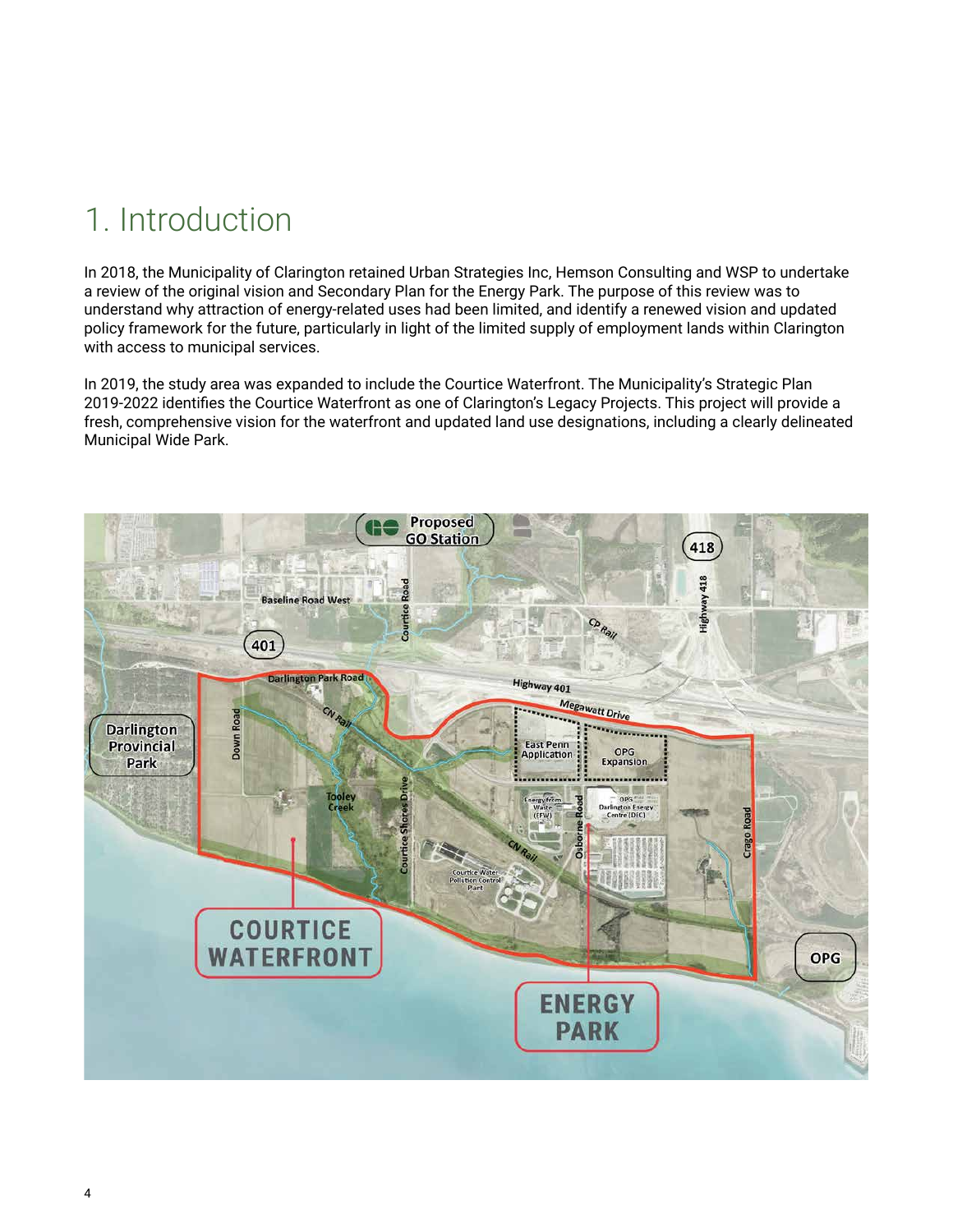# 1. Introduction

In 2018, the Municipality of Clarington retained Urban Strategies Inc, Hemson Consulting and WSP to undertake a review of the original vision and Secondary Plan for the Energy Park. The purpose of this review was to understand why attraction of energy-related uses had been limited, and identify a renewed vision and updated policy framework for the future, particularly in light of the limited supply of employment lands within Clarington with access to municipal services.

In 2019, the study area was expanded to include the Courtice Waterfront. The Municipality's Strategic Plan 2019-2022 identifies the Courtice Waterfront as one of Clarington's Legacy Projects. This project will provide a fresh, comprehensive vision for the waterfront and updated land use designations, including a clearly delineated Municipal Wide Park.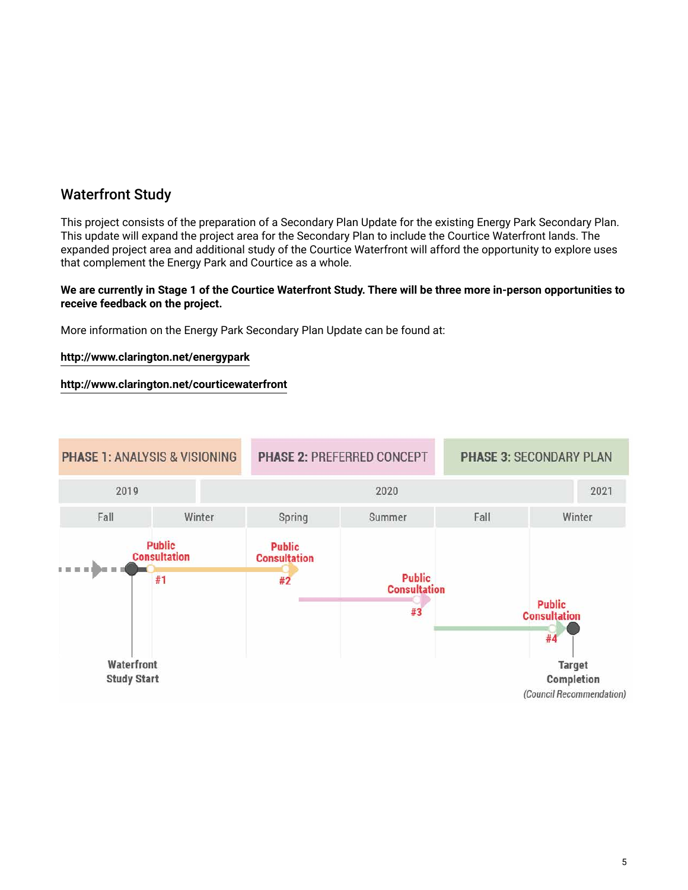## Waterfront Study

This project consists of the preparation of a Secondary Plan Update for the existing Energy Park Secondary Plan. This update will expand the project area for the Secondary Plan to include the Courtice Waterfront lands. The expanded project area and additional study of the Courtice Waterfront will afford the opportunity to explore uses that complement the Energy Park and Courtice as a whole.

**We are currently in Stage 1 of the Courtice Waterfront Study. There will be three more in-person opportunities to receive feedback on the project.**

More information on the Energy Park Secondary Plan Update can be found at:

**http://www.clarington.net/energypark**

**http://www.clarington.net/courticewaterfront**

| PHASE 1: ANALYSIS & VISIONING | | PHASE 2: PREFERRED CONCEPT | | PHASE 3: SECONDARY PLAN | |
|---|---|---|---|---|---|
| 2019 | | 2020 | | | 2021 |
| Fall | Winter | Spring | Summer | Fall | Winter |
| Waterfront Study Start; Public Consultation #1 | | Public Consultation #2 | | Public Consultation #3 | Public Consultation #4; Target Completion *(Council Recommendation)* |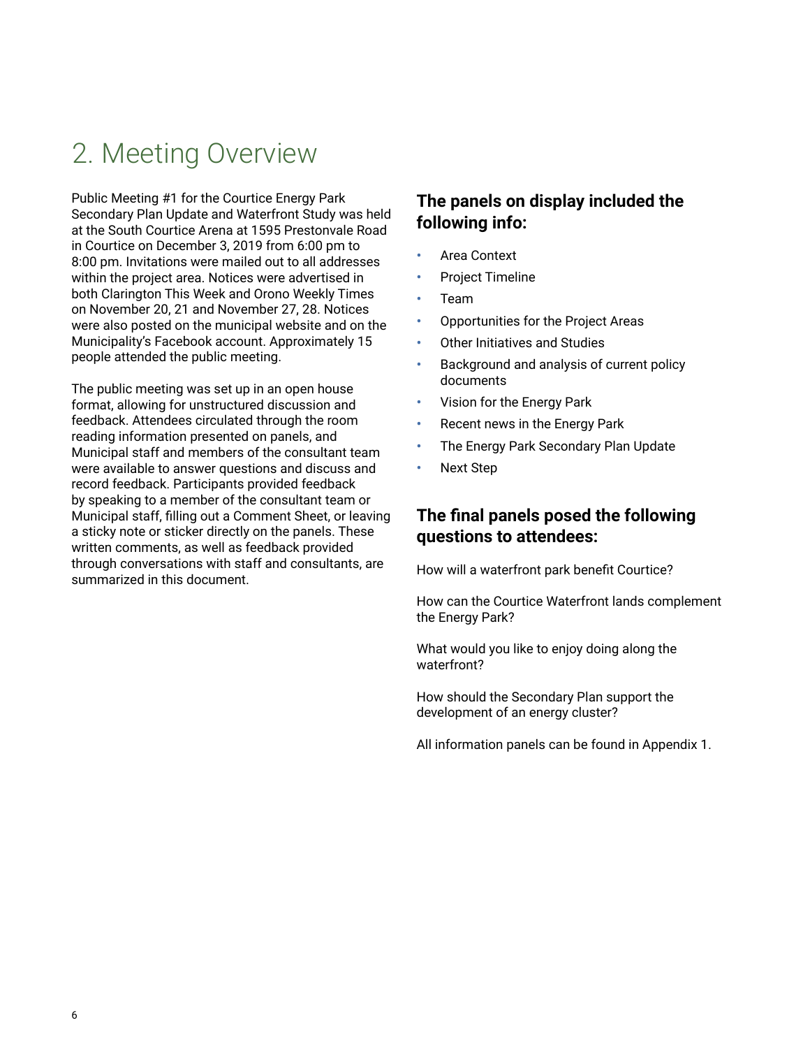# 2. Meeting Overview

Public Meeting #1 for the Courtice Energy Park Secondary Plan Update and Waterfront Study was held at the South Courtice Arena at 1595 Prestonvale Road in Courtice on December 3, 2019 from 6:00 pm to 8:00 pm. Invitations were mailed out to all addresses within the project area. Notices were advertised in both Clarington This Week and Orono Weekly Times on November 20, 21 and November 27, 28. Notices were also posted on the municipal website and on the Municipality's Facebook account. Approximately 15 people attended the public meeting.

The public meeting was set up in an open house format, allowing for unstructured discussion and feedback. Attendees circulated through the room reading information presented on panels, and Municipal staff and members of the consultant team were available to answer questions and discuss and record feedback. Participants provided feedback by speaking to a member of the consultant team or Municipal staff, filling out a Comment Sheet, or leaving a sticky note or sticker directly on the panels. These written comments, as well as feedback provided through conversations with staff and consultants, are summarized in this document.

### The panels on display included the following info:

- Area Context
- Project Timeline
- Team
- Opportunities for the Project Areas
- Other Initiatives and Studies
- Background and analysis of current policy documents
- Vision for the Energy Park
- Recent news in the Energy Park
- The Energy Park Secondary Plan Update
- Next Step

### The final panels posed the following questions to attendees:

How will a waterfront park benefit Courtice?

How can the Courtice Waterfront lands complement the Energy Park?

What would you like to enjoy doing along the waterfront?

How should the Secondary Plan support the development of an energy cluster?

All information panels can be found in Appendix 1.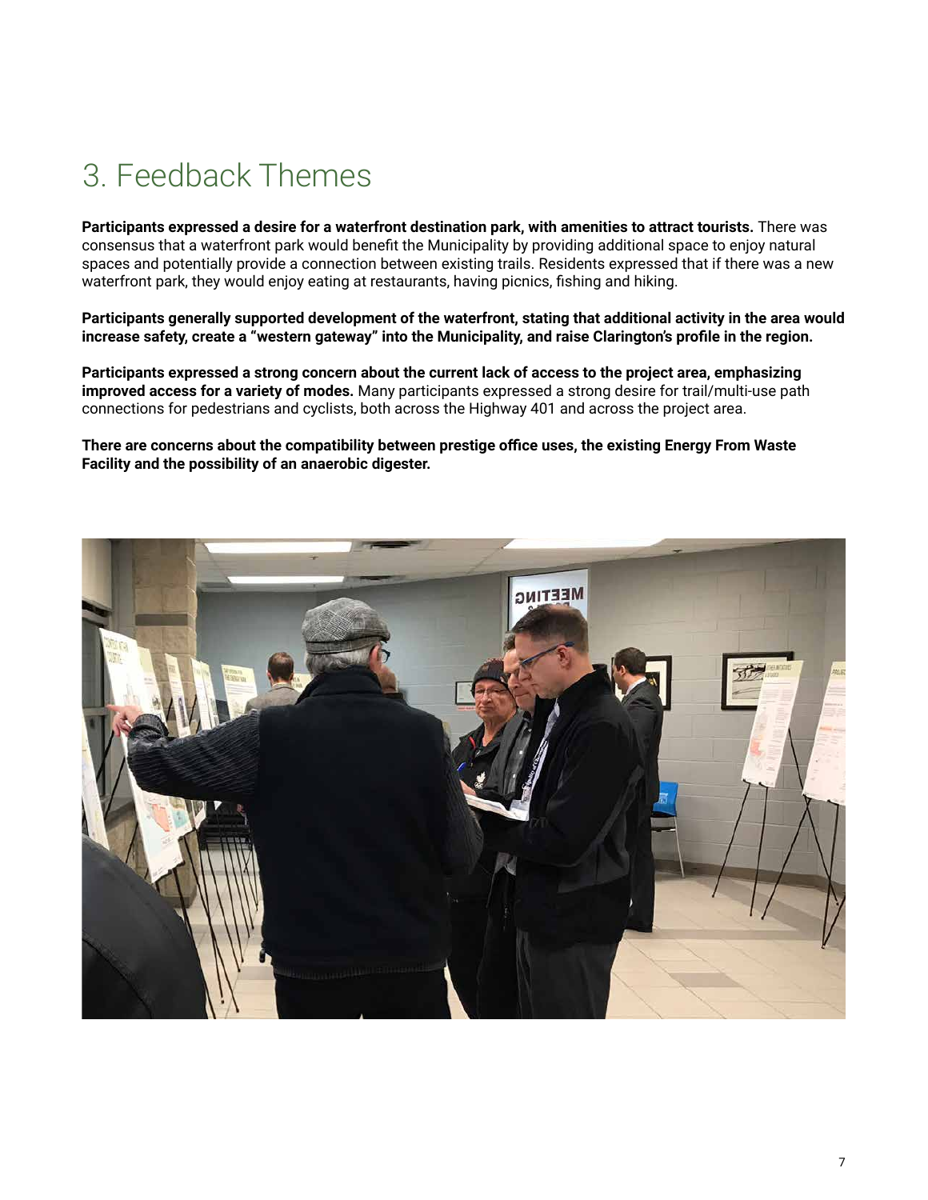# 3. Feedback Themes

**Participants expressed a desire for a waterfront destination park, with amenities to attract tourists.** There was consensus that a waterfront park would benefit the Municipality by providing additional space to enjoy natural spaces and potentially provide a connection between existing trails. Residents expressed that if there was a new waterfront park, they would enjoy eating at restaurants, having picnics, fishing and hiking.

**Participants generally supported development of the waterfront, stating that additional activity in the area would increase safety, create a "western gateway" into the Municipality, and raise Clarington's profile in the region.**

**Participants expressed a strong concern about the current lack of access to the project area, emphasizing improved access for a variety of modes.** Many participants expressed a strong desire for trail/multi-use path connections for pedestrians and cyclists, both across the Highway 401 and across the project area.

**There are concerns about the compatibility between prestige office uses, the existing Energy From Waste Facility and the possibility of an anaerobic digester.**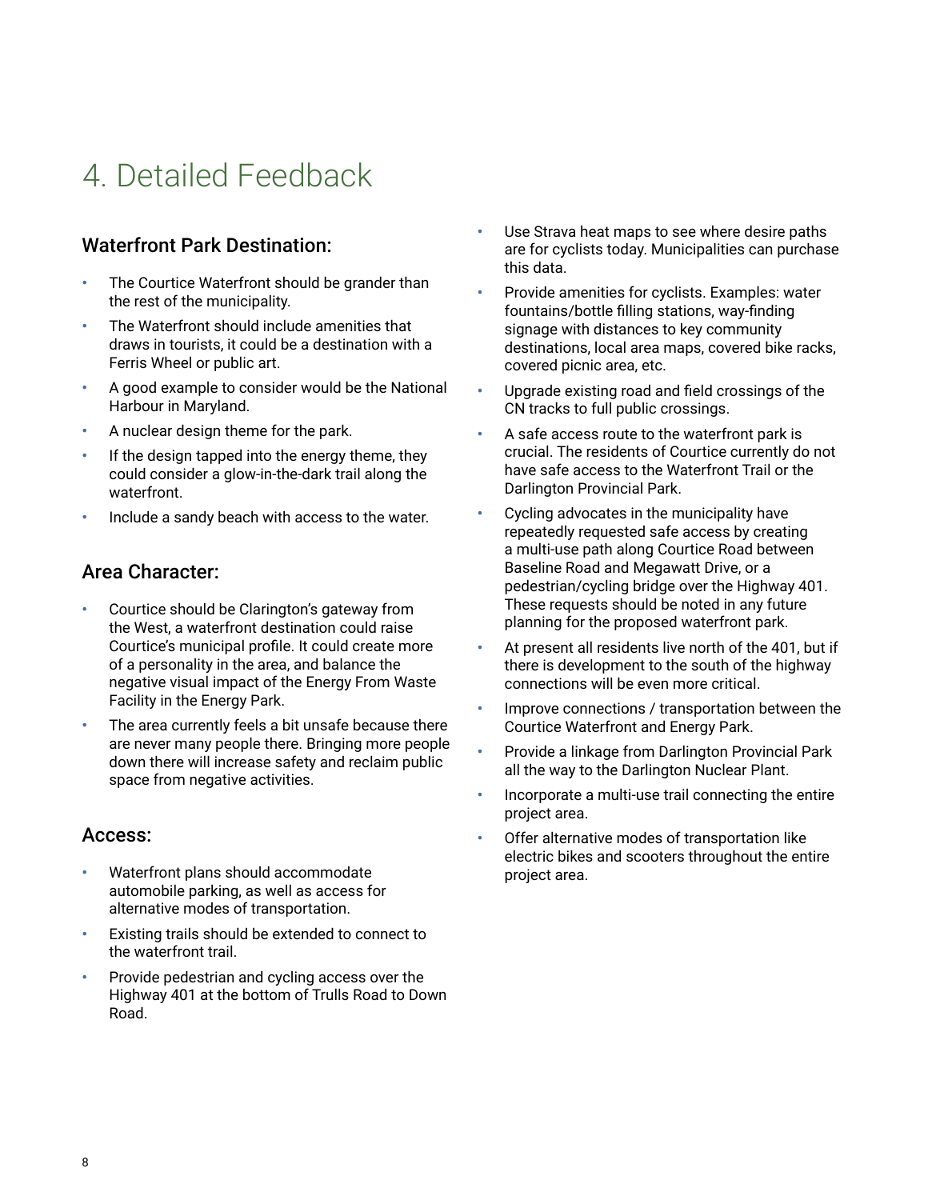# 4. Detailed Feedback

## Waterfront Park Destination:

- The Courtice Waterfront should be grander than the rest of the municipality.
- The Waterfront should include amenities that draws in tourists, it could be a destination with a Ferris Wheel or public art.
- A good example to consider would be the National Harbour in Maryland.
- A nuclear design theme for the park.
- If the design tapped into the energy theme, they could consider a glow-in-the-dark trail along the waterfront.
- Include a sandy beach with access to the water.

## Area Character:

- Courtice should be Clarington's gateway from the West, a waterfront destination could raise Courtice's municipal profile. It could create more of a personality in the area, and balance the negative visual impact of the Energy From Waste Facility in the Energy Park.
- The area currently feels a bit unsafe because there are never many people there. Bringing more people down there will increase safety and reclaim public space from negative activities.

## Access:

- Waterfront plans should accommodate automobile parking, as well as access for alternative modes of transportation.
- Existing trails should be extended to connect to the waterfront trail.
- Provide pedestrian and cycling access over the Highway 401 at the bottom of Trulls Road to Down Road.
- Use Strava heat maps to see where desire paths are for cyclists today. Municipalities can purchase this data.
- Provide amenities for cyclists. Examples: water fountains/bottle filling stations, way-finding signage with distances to key community destinations, local area maps, covered bike racks, covered picnic area, etc.
- Upgrade existing road and field crossings of the CN tracks to full public crossings.
- A safe access route to the waterfront park is crucial. The residents of Courtice currently do not have safe access to the Waterfront Trail or the Darlington Provincial Park.
- Cycling advocates in the municipality have repeatedly requested safe access by creating a multi-use path along Courtice Road between Baseline Road and Megawatt Drive, or a pedestrian/cycling bridge over the Highway 401. These requests should be noted in any future planning for the proposed waterfront park.
- At present all residents live north of the 401, but if there is development to the south of the highway connections will be even more critical.
- Improve connections / transportation between the Courtice Waterfront and Energy Park.
- Provide a linkage from Darlington Provincial Park all the way to the Darlington Nuclear Plant.
- Incorporate a multi-use trail connecting the entire project area.
- Offer alternative modes of transportation like electric bikes and scooters throughout the entire project area.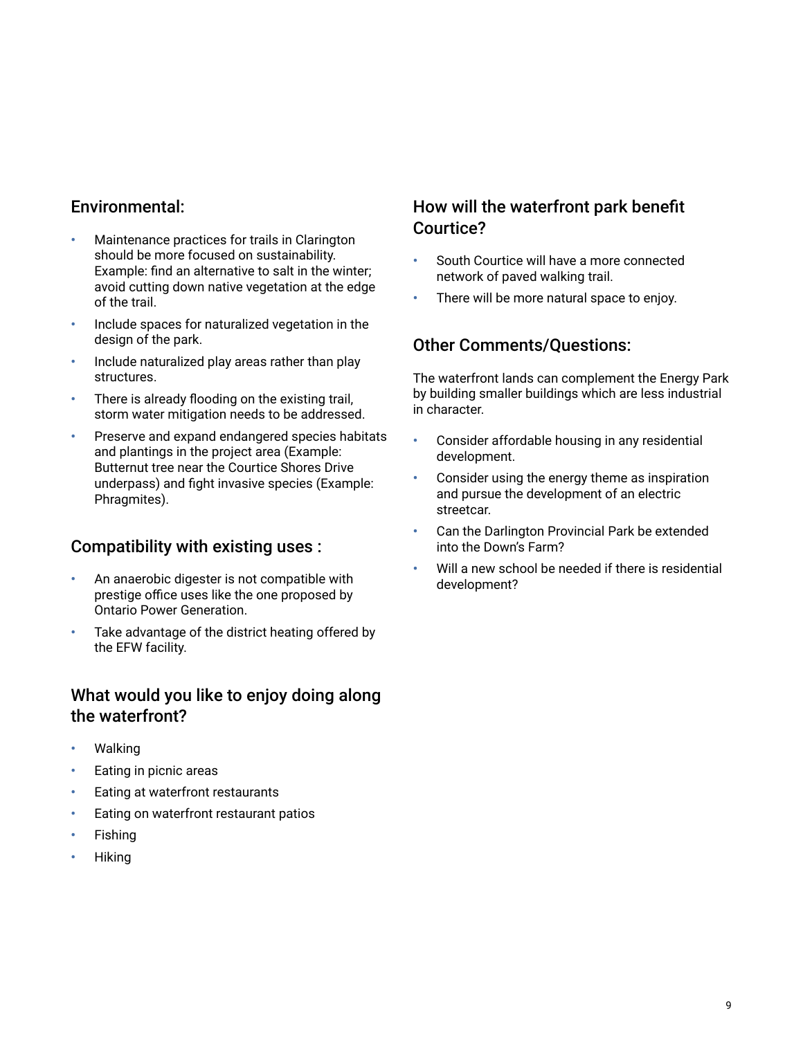## Environmental:

- Maintenance practices for trails in Clarington should be more focused on sustainability. Example: find an alternative to salt in the winter; avoid cutting down native vegetation at the edge of the trail.
- Include spaces for naturalized vegetation in the design of the park.
- Include naturalized play areas rather than play structures.
- There is already flooding on the existing trail, storm water mitigation needs to be addressed.
- Preserve and expand endangered species habitats and plantings in the project area (Example: Butternut tree near the Courtice Shores Drive underpass) and fight invasive species (Example: Phragmites).

## Compatibility with existing uses :

- An anaerobic digester is not compatible with prestige office uses like the one proposed by Ontario Power Generation.
- Take advantage of the district heating offered by the EFW facility.

## What would you like to enjoy doing along the waterfront?

- Walking
- Eating in picnic areas
- Eating at waterfront restaurants
- Eating on waterfront restaurant patios
- Fishing
- Hiking

## How will the waterfront park benefit Courtice?

- South Courtice will have a more connected network of paved walking trail.
- There will be more natural space to enjoy.

## Other Comments/Questions:

The waterfront lands can complement the Energy Park by building smaller buildings which are less industrial in character.

- Consider affordable housing in any residential development.
- Consider using the energy theme as inspiration and pursue the development of an electric streetcar.
- Can the Darlington Provincial Park be extended into the Down's Farm?
- Will a new school be needed if there is residential development?